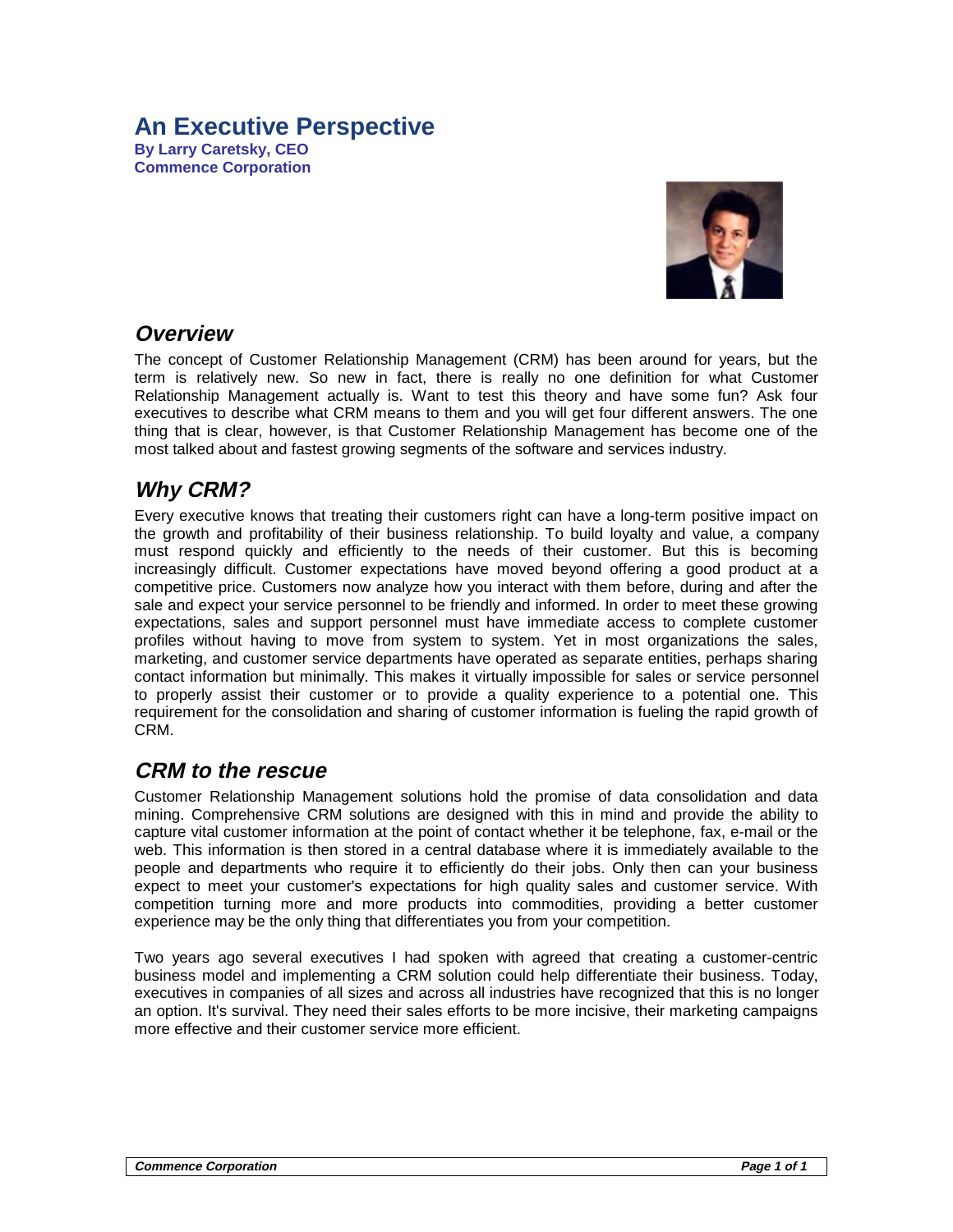# An Executive Perspective

**By Larry Caretsky, CEO**
**Commence Corporation**

## *Overview*

The concept of Customer Relationship Management (CRM) has been around for years, but the term is relatively new. So new in fact, there is really no one definition for what Customer Relationship Management actually is. Want to test this theory and have some fun? Ask four executives to describe what CRM means to them and you will get four different answers. The one thing that is clear, however, is that Customer Relationship Management has become one of the most talked about and fastest growing segments of the software and services industry.

## *Why CRM?*

Every executive knows that treating their customers right can have a long-term positive impact on the growth and profitability of their business relationship. To build loyalty and value, a company must respond quickly and efficiently to the needs of their customer. But this is becoming increasingly difficult. Customer expectations have moved beyond offering a good product at a competitive price. Customers now analyze how you interact with them before, during and after the sale and expect your service personnel to be friendly and informed. In order to meet these growing expectations, sales and support personnel must have immediate access to complete customer profiles without having to move from system to system. Yet in most organizations the sales, marketing, and customer service departments have operated as separate entities, perhaps sharing contact information but minimally. This makes it virtually impossible for sales or service personnel to properly assist their customer or to provide a quality experience to a potential one. This requirement for the consolidation and sharing of customer information is fueling the rapid growth of CRM.

## *CRM to the rescue*

Customer Relationship Management solutions hold the promise of data consolidation and data mining. Comprehensive CRM solutions are designed with this in mind and provide the ability to capture vital customer information at the point of contact whether it be telephone, fax, e-mail or the web. This information is then stored in a central database where it is immediately available to the people and departments who require it to efficiently do their jobs. Only then can your business expect to meet your customer's expectations for high quality sales and customer service. With competition turning more and more products into commodities, providing a better customer experience may be the only thing that differentiates you from your competition.

Two years ago several executives I had spoken with agreed that creating a customer-centric business model and implementing a CRM solution could help differentiate their business. Today, executives in companies of all sizes and across all industries have recognized that this is no longer an option. It's survival. They need their sales efforts to be more incisive, their marketing campaigns more effective and their customer service more efficient.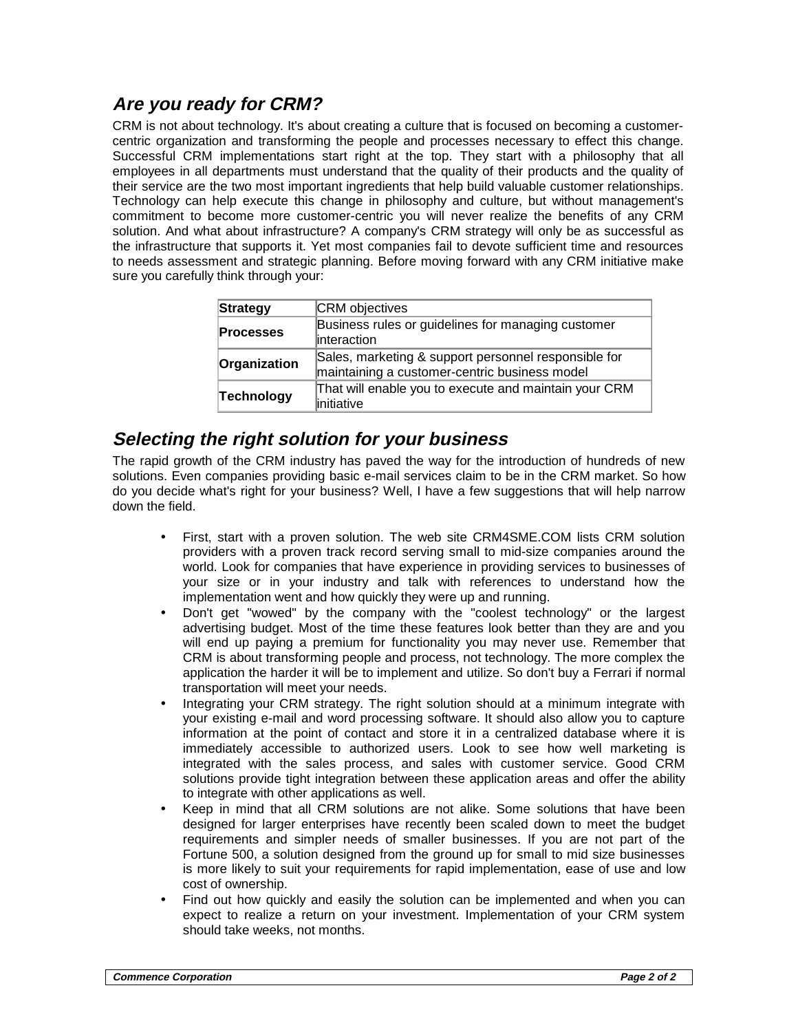## *Are you ready for CRM?*

CRM is not about technology. It's about creating a culture that is focused on becoming a customer-centric organization and transforming the people and processes necessary to effect this change. Successful CRM implementations start right at the top. They start with a philosophy that all employees in all departments must understand that the quality of their products and the quality of their service are the two most important ingredients that help build valuable customer relationships. Technology can help execute this change in philosophy and culture, but without management's commitment to become more customer-centric you will never realize the benefits of any CRM solution. And what about infrastructure? A company's CRM strategy will only be as successful as the infrastructure that supports it. Yet most companies fail to devote sufficient time and resources to needs assessment and strategic planning. Before moving forward with any CRM initiative make sure you carefully think through your:

| | |
|---|---|
| **Strategy** | CRM objectives |
| **Processes** | Business rules or guidelines for managing customer interaction |
| **Organization** | Sales, marketing & support personnel responsible for maintaining a customer-centric business model |
| **Technology** | That will enable you to execute and maintain your CRM initiative |

## *Selecting the right solution for your business*

The rapid growth of the CRM industry has paved the way for the introduction of hundreds of new solutions. Even companies providing basic e-mail services claim to be in the CRM market. So how do you decide what's right for your business? Well, I have a few suggestions that will help narrow down the field.

- First, start with a proven solution. The web site CRM4SME.COM lists CRM solution providers with a proven track record serving small to mid-size companies around the world. Look for companies that have experience in providing services to businesses of your size or in your industry and talk with references to understand how the implementation went and how quickly they were up and running.
- Don't get "wowed" by the company with the "coolest technology" or the largest advertising budget. Most of the time these features look better than they are and you will end up paying a premium for functionality you may never use. Remember that CRM is about transforming people and process, not technology. The more complex the application the harder it will be to implement and utilize. So don't buy a Ferrari if normal transportation will meet your needs.
- Integrating your CRM strategy. The right solution should at a minimum integrate with your existing e-mail and word processing software. It should also allow you to capture information at the point of contact and store it in a centralized database where it is immediately accessible to authorized users. Look to see how well marketing is integrated with the sales process, and sales with customer service. Good CRM solutions provide tight integration between these application areas and offer the ability to integrate with other applications as well.
- Keep in mind that all CRM solutions are not alike. Some solutions that have been designed for larger enterprises have recently been scaled down to meet the budget requirements and simpler needs of smaller businesses. If you are not part of the Fortune 500, a solution designed from the ground up for small to mid size businesses is more likely to suit your requirements for rapid implementation, ease of use and low cost of ownership.
- Find out how quickly and easily the solution can be implemented and when you can expect to realize a return on your investment. Implementation of your CRM system should take weeks, not months.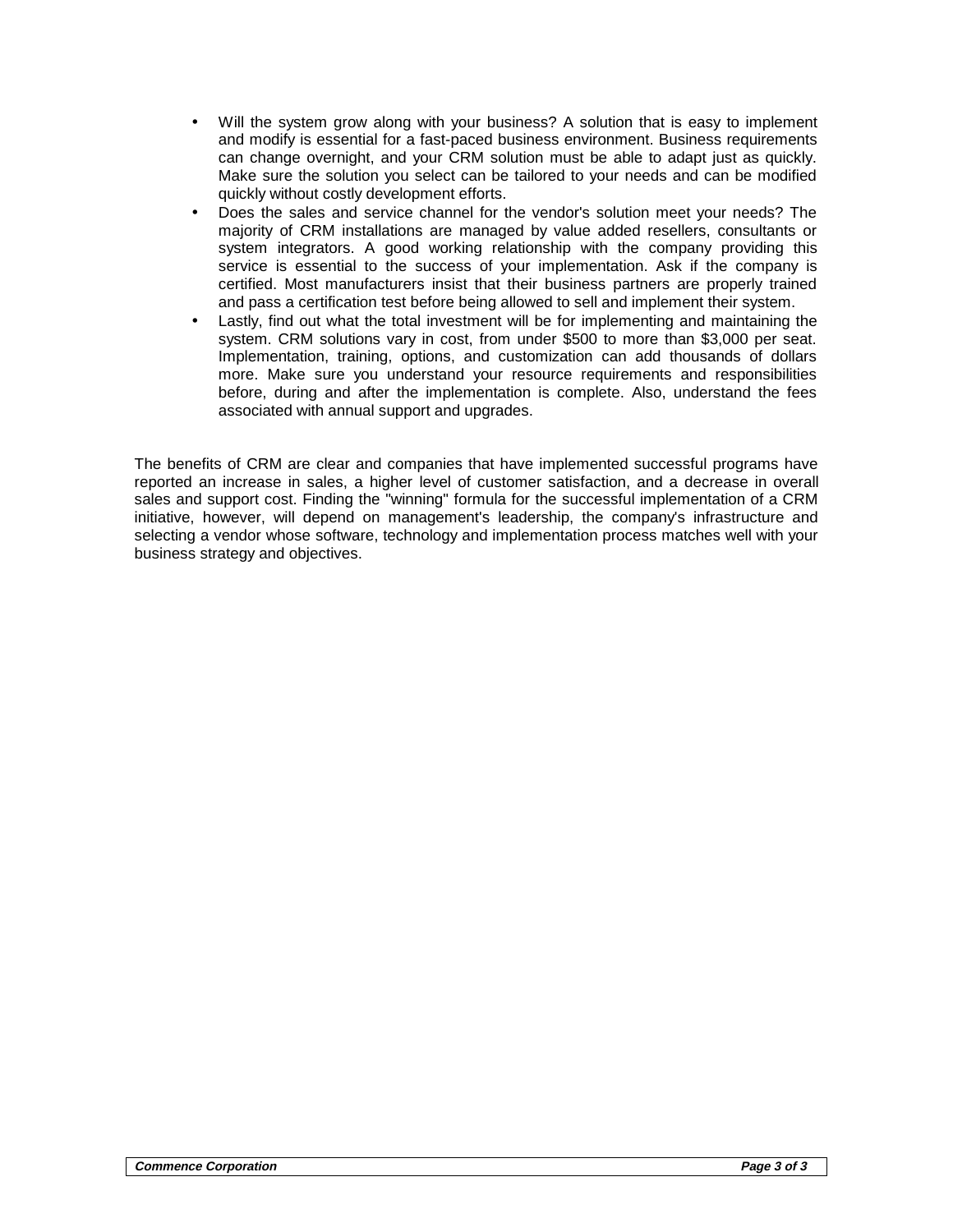- Will the system grow along with your business? A solution that is easy to implement and modify is essential for a fast-paced business environment. Business requirements can change overnight, and your CRM solution must be able to adapt just as quickly. Make sure the solution you select can be tailored to your needs and can be modified quickly without costly development efforts.
- Does the sales and service channel for the vendor's solution meet your needs? The majority of CRM installations are managed by value added resellers, consultants or system integrators. A good working relationship with the company providing this service is essential to the success of your implementation. Ask if the company is certified. Most manufacturers insist that their business partners are properly trained and pass a certification test before being allowed to sell and implement their system.
- Lastly, find out what the total investment will be for implementing and maintaining the system. CRM solutions vary in cost, from under $500 to more than $3,000 per seat. Implementation, training, options, and customization can add thousands of dollars more. Make sure you understand your resource requirements and responsibilities before, during and after the implementation is complete. Also, understand the fees associated with annual support and upgrades.

The benefits of CRM are clear and companies that have implemented successful programs have reported an increase in sales, a higher level of customer satisfaction, and a decrease in overall sales and support cost. Finding the "winning" formula for the successful implementation of a CRM initiative, however, will depend on management's leadership, the company's infrastructure and selecting a vendor whose software, technology and implementation process matches well with your business strategy and objectives.